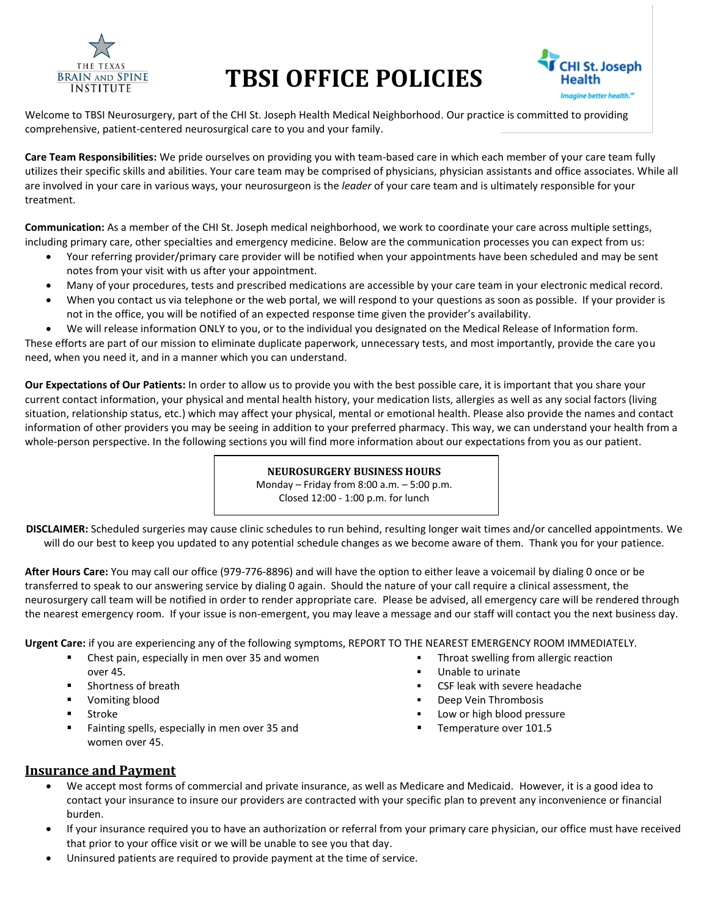THE TEXAS BRAIN AND SPINE INSTITUTE

# TBSI OFFICE POLICIES

CHI St. Joseph Health
*Imagine better health.*

Welcome to TBSI Neurosurgery, part of the CHI St. Joseph Health Medical Neighborhood. Our practice is committed to providing comprehensive, patient-centered neurosurgical care to you and your family.

**Care Team Responsibilities:** We pride ourselves on providing you with team-based care in which each member of your care team fully utilizes their specific skills and abilities. Your care team may be comprised of physicians, physician assistants and office associates. While all are involved in your care in various ways, your neurosurgeon is the *leader* of your care team and is ultimately responsible for your treatment.

**Communication:** As a member of the CHI St. Joseph medical neighborhood, we work to coordinate your care across multiple settings, including primary care, other specialties and emergency medicine. Below are the communication processes you can expect from us:

- Your referring provider/primary care provider will be notified when your appointments have been scheduled and may be sent notes from your visit with us after your appointment.
- Many of your procedures, tests and prescribed medications are accessible by your care team in your electronic medical record.
- When you contact us via telephone or the web portal, we will respond to your questions as soon as possible. If your provider is not in the office, you will be notified of an expected response time given the provider's availability.
- We will release information ONLY to you, or to the individual you designated on the Medical Release of Information form.

These efforts are part of our mission to eliminate duplicate paperwork, unnecessary tests, and most importantly, provide the care you need, when you need it, and in a manner which you can understand.

**Our Expectations of Our Patients:** In order to allow us to provide you with the best possible care, it is important that you share your current contact information, your physical and mental health history, your medication lists, allergies as well as any social factors (living situation, relationship status, etc.) which may affect your physical, mental or emotional health. Please also provide the names and contact information of other providers you may be seeing in addition to your preferred pharmacy. This way, we can understand your health from a whole-person perspective. In the following sections you will find more information about our expectations from you as our patient.

**NEUROSURGERY BUSINESS HOURS**
Monday – Friday from 8:00 a.m. – 5:00 p.m.
Closed 12:00 - 1:00 p.m. for lunch

**DISCLAIMER:** Scheduled surgeries may cause clinic schedules to run behind, resulting longer wait times and/or cancelled appointments. We will do our best to keep you updated to any potential schedule changes as we become aware of them. Thank you for your patience.

**After Hours Care:** You may call our office (979-776-8896) and will have the option to either leave a voicemail by dialing 0 once or be transferred to speak to our answering service by dialing 0 again. Should the nature of your call require a clinical assessment, the neurosurgery call team will be notified in order to render appropriate care. Please be advised, all emergency care will be rendered through the nearest emergency room. If your issue is non-emergent, you may leave a message and our staff will contact you the next business day.

**Urgent Care:** if you are experiencing any of the following symptoms, REPORT TO THE NEAREST EMERGENCY ROOM IMMEDIATELY.

- Chest pain, especially in men over 35 and women over 45.
- Shortness of breath
- Vomiting blood
- Stroke
- Fainting spells, especially in men over 35 and women over 45.
- Throat swelling from allergic reaction
- Unable to urinate
- CSF leak with severe headache
- Deep Vein Thrombosis
- Low or high blood pressure
- Temperature over 101.5

## Insurance and Payment

- We accept most forms of commercial and private insurance, as well as Medicare and Medicaid. However, it is a good idea to contact your insurance to insure our providers are contracted with your specific plan to prevent any inconvenience or financial burden.
- If your insurance required you to have an authorization or referral from your primary care physician, our office must have received that prior to your office visit or we will be unable to see you that day.
- Uninsured patients are required to provide payment at the time of service.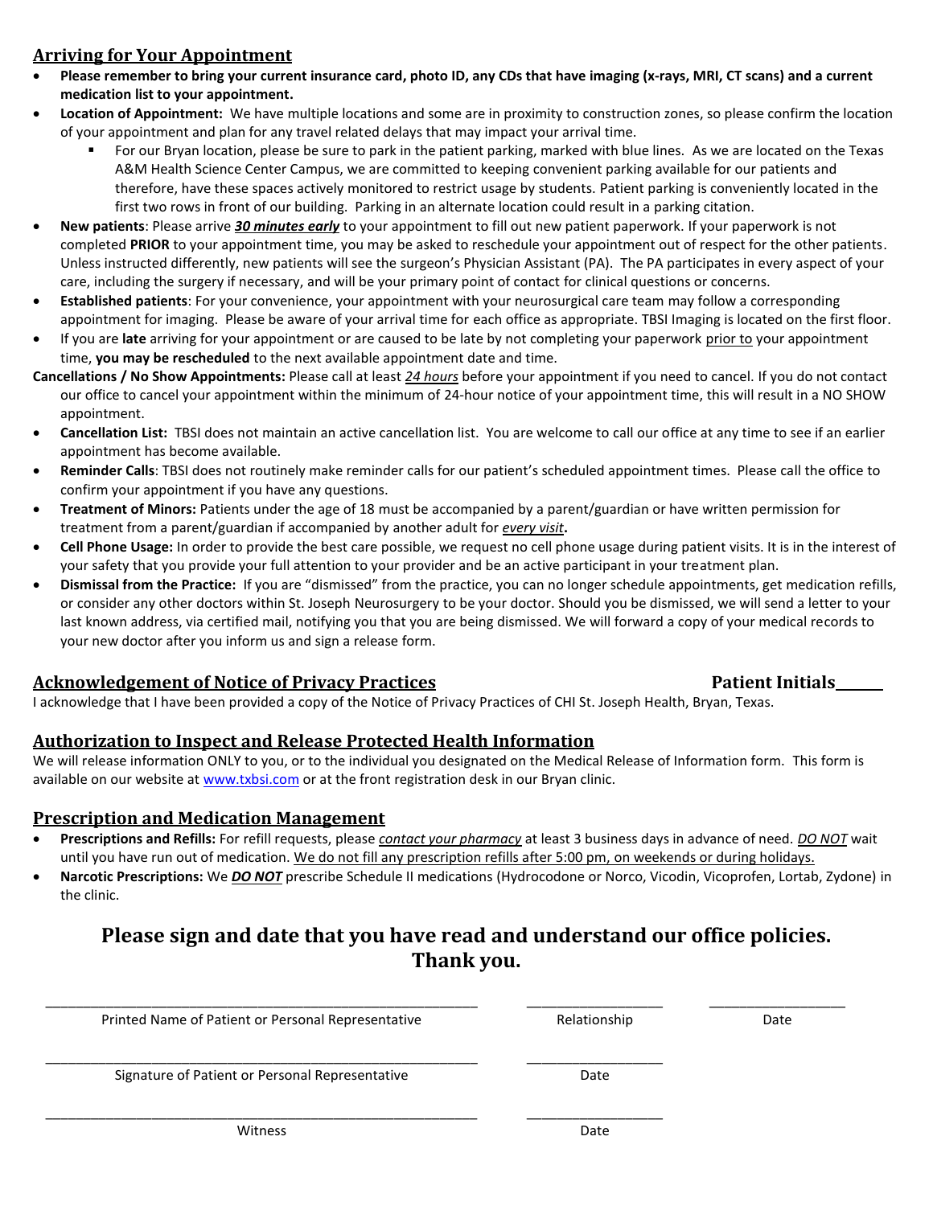## Arriving for Your Appointment

- **Please remember to bring your current insurance card, photo ID, any CDs that have imaging (x-rays, MRI, CT scans) and a current medication list to your appointment.**
- **Location of Appointment:** We have multiple locations and some are in proximity to construction zones, so please confirm the location of your appointment and plan for any travel related delays that may impact your arrival time.
  - For our Bryan location, please be sure to park in the patient parking, marked with blue lines. As we are located on the Texas A&M Health Science Center Campus, we are committed to keeping convenient parking available for our patients and therefore, have these spaces actively monitored to restrict usage by students. Patient parking is conveniently located in the first two rows in front of our building. Parking in an alternate location could result in a parking citation.
- **New patients**: Please arrive ***30 minutes early*** to your appointment to fill out new patient paperwork. If your paperwork is not completed **PRIOR** to your appointment time, you may be asked to reschedule your appointment out of respect for the other patients. Unless instructed differently, new patients will see the surgeon's Physician Assistant (PA). The PA participates in every aspect of your care, including the surgery if necessary, and will be your primary point of contact for clinical questions or concerns.
- **Established patients**: For your convenience, your appointment with your neurosurgical care team may follow a corresponding appointment for imaging. Please be aware of your arrival time for each office as appropriate. TBSI Imaging is located on the first floor.
- If you are **late** arriving for your appointment or are caused to be late by not completing your paperwork prior to your appointment time, **you may be rescheduled** to the next available appointment date and time.

**Cancellations / No Show Appointments:** Please call at least *24 hours* before your appointment if you need to cancel. If you do not contact our office to cancel your appointment within the minimum of 24-hour notice of your appointment time, this will result in a NO SHOW appointment.

- **Cancellation List:** TBSI does not maintain an active cancellation list. You are welcome to call our office at any time to see if an earlier appointment has become available.
- **Reminder Calls**: TBSI does not routinely make reminder calls for our patient's scheduled appointment times. Please call the office to confirm your appointment if you have any questions.
- **Treatment of Minors:** Patients under the age of 18 must be accompanied by a parent/guardian or have written permission for treatment from a parent/guardian if accompanied by another adult for *every visit*.
- **Cell Phone Usage:** In order to provide the best care possible, we request no cell phone usage during patient visits. It is in the interest of your safety that you provide your full attention to your provider and be an active participant in your treatment plan.
- **Dismissal from the Practice:** If you are "dismissed" from the practice, you can no longer schedule appointments, get medication refills, or consider any other doctors within St. Joseph Neurosurgery to be your doctor. Should you be dismissed, we will send a letter to your last known address, via certified mail, notifying you that you are being dismissed. We will forward a copy of your medical records to your new doctor after you inform us and sign a release form.

## Acknowledgement of Notice of Privacy Practices

**Patient Initials\_\_\_\_\_\_**

I acknowledge that I have been provided a copy of the Notice of Privacy Practices of CHI St. Joseph Health, Bryan, Texas.

## Authorization to Inspect and Release Protected Health Information

We will release information ONLY to you, or to the individual you designated on the Medical Release of Information form. This form is available on our website at www.txbsi.com or at the front registration desk in our Bryan clinic.

## Prescription and Medication Management

- **Prescriptions and Refills:** For refill requests, please *contact your pharmacy* at least 3 business days in advance of need. ***DO NOT*** wait until you have run out of medication. We do not fill any prescription refills after 5:00 pm, on weekends or during holidays.
- **Narcotic Prescriptions:** We ***DO NOT*** prescribe Schedule II medications (Hydrocodone or Norco, Vicodin, Vicoprofen, Lortab, Zydone) in the clinic.

## Please sign and date that you have read and understand our office policies. Thank you.

\_\_\_\_\_\_\_\_\_\_\_\_\_\_\_\_\_\_\_\_\_\_\_\_\_\_\_\_\_\_\_\_\_\_\_\_\_\_\_\_ \_\_\_\_\_\_\_\_\_\_\_\_\_\_\_\_ \_\_\_\_\_\_\_\_\_\_\_\_\_\_\_\_

Printed Name of Patient or Personal Representative | Relationship | Date

\_\_\_\_\_\_\_\_\_\_\_\_\_\_\_\_\_\_\_\_\_\_\_\_\_\_\_\_\_\_\_\_\_\_\_\_\_\_\_\_ \_\_\_\_\_\_\_\_\_\_\_\_\_\_\_\_

Signature of Patient or Personal Representative | Date

\_\_\_\_\_\_\_\_\_\_\_\_\_\_\_\_\_\_\_\_\_\_\_\_\_\_\_\_\_\_\_\_\_\_\_\_\_\_\_\_ \_\_\_\_\_\_\_\_\_\_\_\_\_\_\_\_

Witness | Date